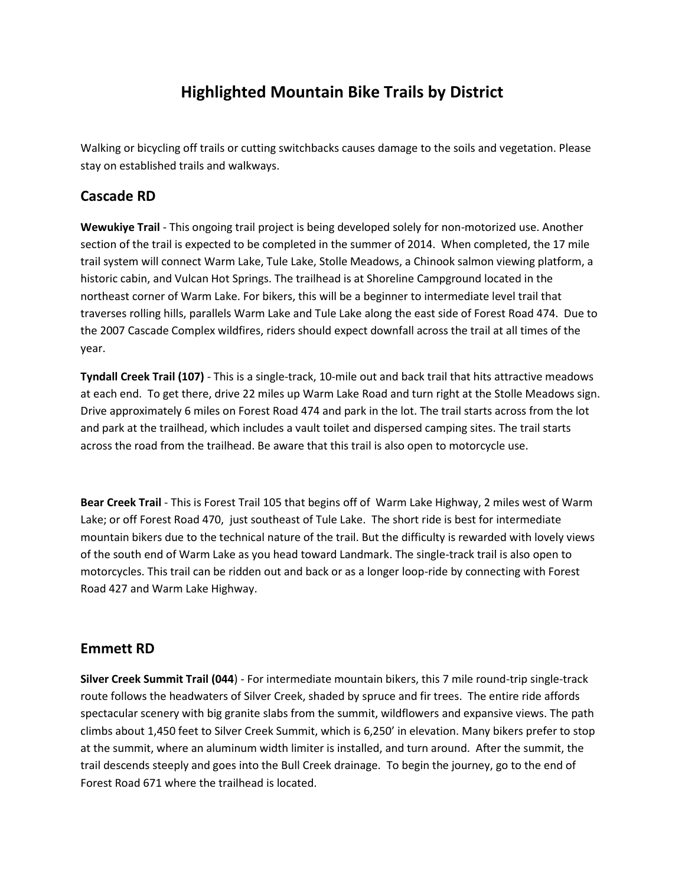# Highlighted Mountain Bike Trails by District

Walking or bicycling off trails or cutting switchbacks causes damage to the soils and vegetation. Please stay on established trails and walkways.

## Cascade RD

**Wewukiye Trail** - This ongoing trail project is being developed solely for non-motorized use. Another section of the trail is expected to be completed in the summer of 2014. When completed, the 17 mile trail system will connect Warm Lake, Tule Lake, Stolle Meadows, a Chinook salmon viewing platform, a historic cabin, and Vulcan Hot Springs. The trailhead is at Shoreline Campground located in the northeast corner of Warm Lake. For bikers, this will be a beginner to intermediate level trail that traverses rolling hills, parallels Warm Lake and Tule Lake along the east side of Forest Road 474. Due to the 2007 Cascade Complex wildfires, riders should expect downfall across the trail at all times of the year.

**Tyndall Creek Trail (107)** - This is a single-track, 10-mile out and back trail that hits attractive meadows at each end. To get there, drive 22 miles up Warm Lake Road and turn right at the Stolle Meadows sign. Drive approximately 6 miles on Forest Road 474 and park in the lot. The trail starts across from the lot and park at the trailhead, which includes a vault toilet and dispersed camping sites. The trail starts across the road from the trailhead. Be aware that this trail is also open to motorcycle use.

**Bear Creek Trail** - This is Forest Trail 105 that begins off of Warm Lake Highway, 2 miles west of Warm Lake; or off Forest Road 470, just southeast of Tule Lake. The short ride is best for intermediate mountain bikers due to the technical nature of the trail. But the difficulty is rewarded with lovely views of the south end of Warm Lake as you head toward Landmark. The single-track trail is also open to motorcycles. This trail can be ridden out and back or as a longer loop-ride by connecting with Forest Road 427 and Warm Lake Highway.

## Emmett RD

**Silver Creek Summit Trail (044**) - For intermediate mountain bikers, this 7 mile round-trip single-track route follows the headwaters of Silver Creek, shaded by spruce and fir trees. The entire ride affords spectacular scenery with big granite slabs from the summit, wildflowers and expansive views. The path climbs about 1,450 feet to Silver Creek Summit, which is 6,250' in elevation. Many bikers prefer to stop at the summit, where an aluminum width limiter is installed, and turn around. After the summit, the trail descends steeply and goes into the Bull Creek drainage. To begin the journey, go to the end of Forest Road 671 where the trailhead is located.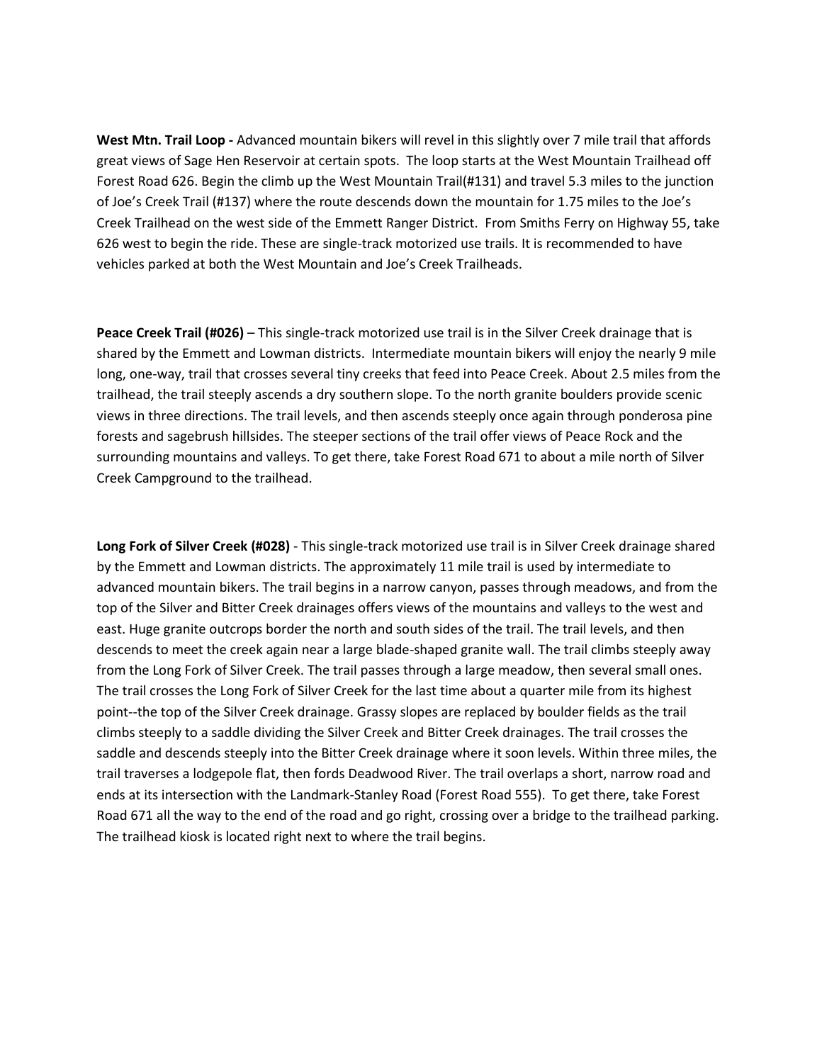**West Mtn. Trail Loop -** Advanced mountain bikers will revel in this slightly over 7 mile trail that affords great views of Sage Hen Reservoir at certain spots. The loop starts at the West Mountain Trailhead off Forest Road 626. Begin the climb up the West Mountain Trail(#131) and travel 5.3 miles to the junction of Joe's Creek Trail (#137) where the route descends down the mountain for 1.75 miles to the Joe's Creek Trailhead on the west side of the Emmett Ranger District. From Smiths Ferry on Highway 55, take 626 west to begin the ride. These are single-track motorized use trails. It is recommended to have vehicles parked at both the West Mountain and Joe's Creek Trailheads.

**Peace Creek Trail (#026)** – This single-track motorized use trail is in the Silver Creek drainage that is shared by the Emmett and Lowman districts. Intermediate mountain bikers will enjoy the nearly 9 mile long, one-way, trail that crosses several tiny creeks that feed into Peace Creek. About 2.5 miles from the trailhead, the trail steeply ascends a dry southern slope. To the north granite boulders provide scenic views in three directions. The trail levels, and then ascends steeply once again through ponderosa pine forests and sagebrush hillsides. The steeper sections of the trail offer views of Peace Rock and the surrounding mountains and valleys. To get there, take Forest Road 671 to about a mile north of Silver Creek Campground to the trailhead.

**Long Fork of Silver Creek (#028)** - This single-track motorized use trail is in Silver Creek drainage shared by the Emmett and Lowman districts. The approximately 11 mile trail is used by intermediate to advanced mountain bikers. The trail begins in a narrow canyon, passes through meadows, and from the top of the Silver and Bitter Creek drainages offers views of the mountains and valleys to the west and east. Huge granite outcrops border the north and south sides of the trail. The trail levels, and then descends to meet the creek again near a large blade-shaped granite wall. The trail climbs steeply away from the Long Fork of Silver Creek. The trail passes through a large meadow, then several small ones. The trail crosses the Long Fork of Silver Creek for the last time about a quarter mile from its highest point--the top of the Silver Creek drainage. Grassy slopes are replaced by boulder fields as the trail climbs steeply to a saddle dividing the Silver Creek and Bitter Creek drainages. The trail crosses the saddle and descends steeply into the Bitter Creek drainage where it soon levels. Within three miles, the trail traverses a lodgepole flat, then fords Deadwood River. The trail overlaps a short, narrow road and ends at its intersection with the Landmark-Stanley Road (Forest Road 555). To get there, take Forest Road 671 all the way to the end of the road and go right, crossing over a bridge to the trailhead parking. The trailhead kiosk is located right next to where the trail begins.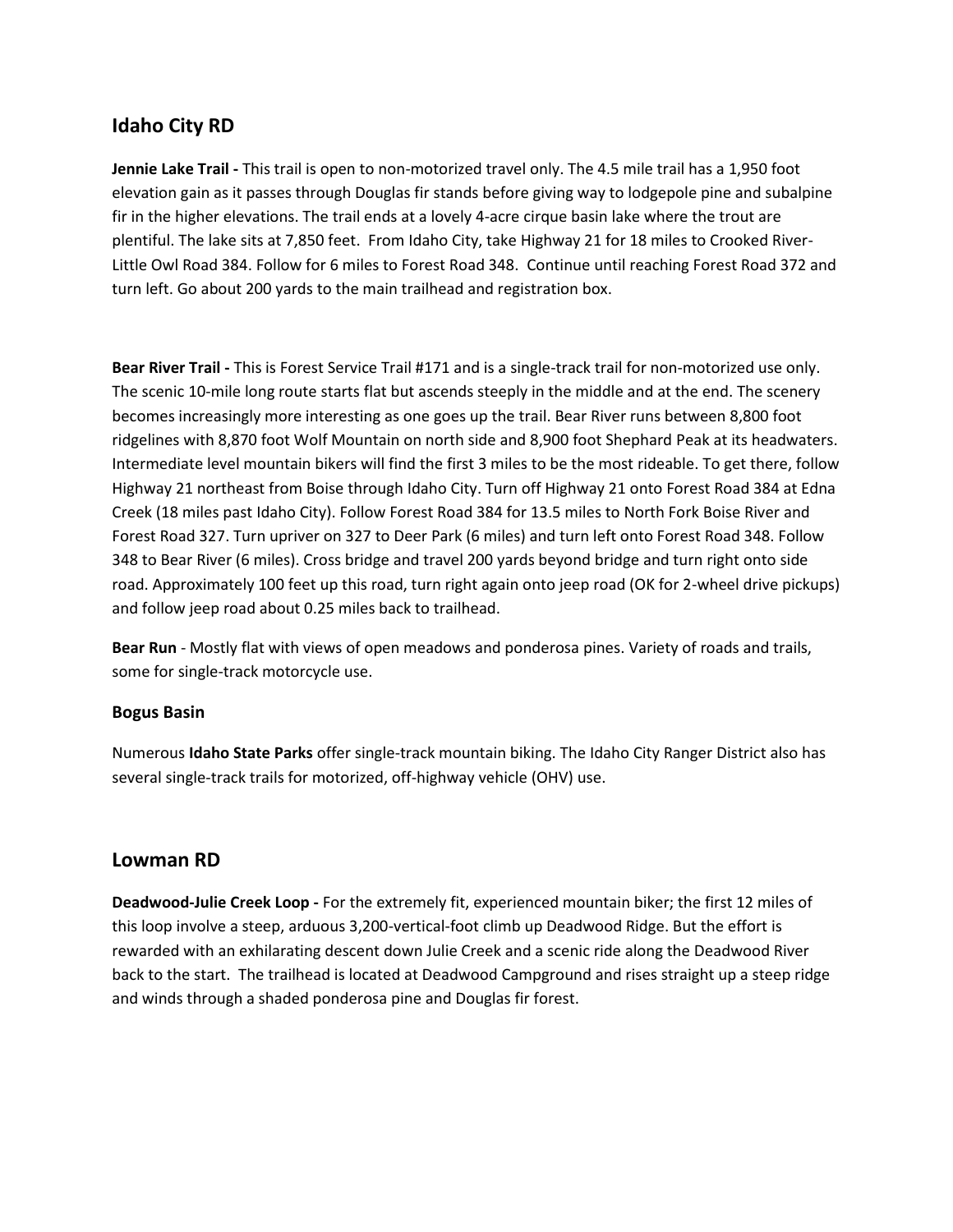## Idaho City RD

**Jennie Lake Trail -** This trail is open to non-motorized travel only. The 4.5 mile trail has a 1,950 foot elevation gain as it passes through Douglas fir stands before giving way to lodgepole pine and subalpine fir in the higher elevations. The trail ends at a lovely 4-acre cirque basin lake where the trout are plentiful. The lake sits at 7,850 feet. From Idaho City, take Highway 21 for 18 miles to Crooked River-Little Owl Road 384. Follow for 6 miles to Forest Road 348. Continue until reaching Forest Road 372 and turn left. Go about 200 yards to the main trailhead and registration box.

**Bear River Trail -** This is Forest Service Trail #171 and is a single-track trail for non-motorized use only. The scenic 10-mile long route starts flat but ascends steeply in the middle and at the end. The scenery becomes increasingly more interesting as one goes up the trail. Bear River runs between 8,800 foot ridgelines with 8,870 foot Wolf Mountain on north side and 8,900 foot Shephard Peak at its headwaters. Intermediate level mountain bikers will find the first 3 miles to be the most rideable. To get there, follow Highway 21 northeast from Boise through Idaho City. Turn off Highway 21 onto Forest Road 384 at Edna Creek (18 miles past Idaho City). Follow Forest Road 384 for 13.5 miles to North Fork Boise River and Forest Road 327. Turn upriver on 327 to Deer Park (6 miles) and turn left onto Forest Road 348. Follow 348 to Bear River (6 miles). Cross bridge and travel 200 yards beyond bridge and turn right onto side road. Approximately 100 feet up this road, turn right again onto jeep road (OK for 2-wheel drive pickups) and follow jeep road about 0.25 miles back to trailhead.

**Bear Run** - Mostly flat with views of open meadows and ponderosa pines. Variety of roads and trails, some for single-track motorcycle use.

**Bogus Basin**

Numerous **Idaho State Parks** offer single-track mountain biking. The Idaho City Ranger District also has several single-track trails for motorized, off-highway vehicle (OHV) use.

## Lowman RD

**Deadwood-Julie Creek Loop -** For the extremely fit, experienced mountain biker; the first 12 miles of this loop involve a steep, arduous 3,200-vertical-foot climb up Deadwood Ridge. But the effort is rewarded with an exhilarating descent down Julie Creek and a scenic ride along the Deadwood River back to the start. The trailhead is located at Deadwood Campground and rises straight up a steep ridge and winds through a shaded ponderosa pine and Douglas fir forest.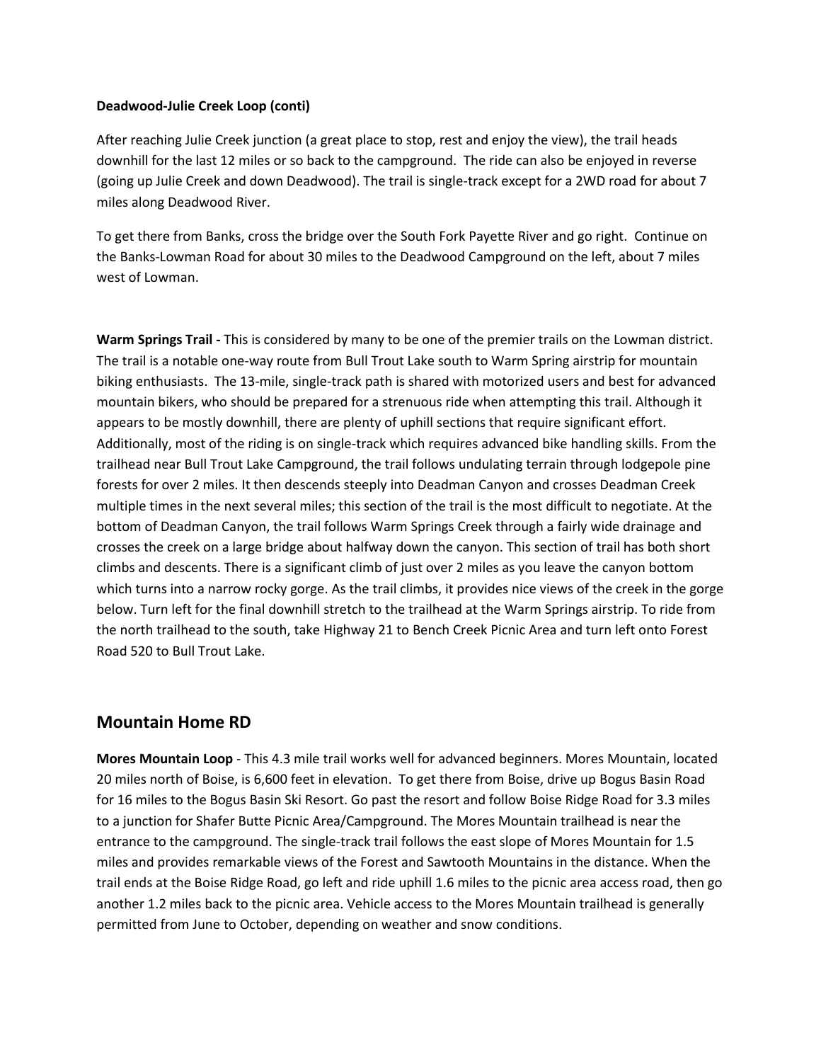**Deadwood-Julie Creek Loop (conti)**

After reaching Julie Creek junction (a great place to stop, rest and enjoy the view), the trail heads downhill for the last 12 miles or so back to the campground. The ride can also be enjoyed in reverse (going up Julie Creek and down Deadwood). The trail is single-track except for a 2WD road for about 7 miles along Deadwood River.

To get there from Banks, cross the bridge over the South Fork Payette River and go right. Continue on the Banks-Lowman Road for about 30 miles to the Deadwood Campground on the left, about 7 miles west of Lowman.

**Warm Springs Trail -** This is considered by many to be one of the premier trails on the Lowman district. The trail is a notable one-way route from Bull Trout Lake south to Warm Spring airstrip for mountain biking enthusiasts. The 13-mile, single-track path is shared with motorized users and best for advanced mountain bikers, who should be prepared for a strenuous ride when attempting this trail. Although it appears to be mostly downhill, there are plenty of uphill sections that require significant effort. Additionally, most of the riding is on single-track which requires advanced bike handling skills. From the trailhead near Bull Trout Lake Campground, the trail follows undulating terrain through lodgepole pine forests for over 2 miles. It then descends steeply into Deadman Canyon and crosses Deadman Creek multiple times in the next several miles; this section of the trail is the most difficult to negotiate. At the bottom of Deadman Canyon, the trail follows Warm Springs Creek through a fairly wide drainage and crosses the creek on a large bridge about halfway down the canyon. This section of trail has both short climbs and descents. There is a significant climb of just over 2 miles as you leave the canyon bottom which turns into a narrow rocky gorge. As the trail climbs, it provides nice views of the creek in the gorge below. Turn left for the final downhill stretch to the trailhead at the Warm Springs airstrip. To ride from the north trailhead to the south, take Highway 21 to Bench Creek Picnic Area and turn left onto Forest Road 520 to Bull Trout Lake.

## Mountain Home RD

**Mores Mountain Loop** - This 4.3 mile trail works well for advanced beginners. Mores Mountain, located 20 miles north of Boise, is 6,600 feet in elevation. To get there from Boise, drive up Bogus Basin Road for 16 miles to the Bogus Basin Ski Resort. Go past the resort and follow Boise Ridge Road for 3.3 miles to a junction for Shafer Butte Picnic Area/Campground. The Mores Mountain trailhead is near the entrance to the campground. The single-track trail follows the east slope of Mores Mountain for 1.5 miles and provides remarkable views of the Forest and Sawtooth Mountains in the distance. When the trail ends at the Boise Ridge Road, go left and ride uphill 1.6 miles to the picnic area access road, then go another 1.2 miles back to the picnic area. Vehicle access to the Mores Mountain trailhead is generally permitted from June to October, depending on weather and snow conditions.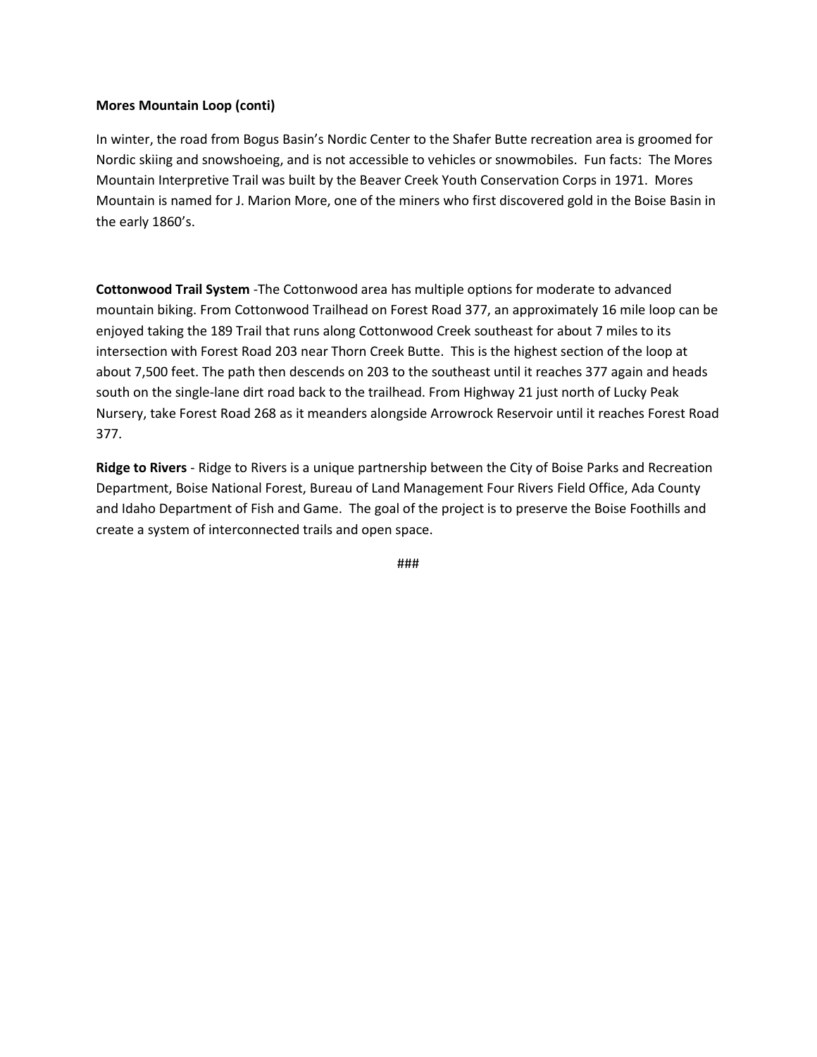**Mores Mountain Loop (conti)**

In winter, the road from Bogus Basin's Nordic Center to the Shafer Butte recreation area is groomed for Nordic skiing and snowshoeing, and is not accessible to vehicles or snowmobiles. Fun facts: The Mores Mountain Interpretive Trail was built by the Beaver Creek Youth Conservation Corps in 1971. Mores Mountain is named for J. Marion More, one of the miners who first discovered gold in the Boise Basin in the early 1860's.

**Cottonwood Trail System** -The Cottonwood area has multiple options for moderate to advanced mountain biking. From Cottonwood Trailhead on Forest Road 377, an approximately 16 mile loop can be enjoyed taking the 189 Trail that runs along Cottonwood Creek southeast for about 7 miles to its intersection with Forest Road 203 near Thorn Creek Butte. This is the highest section of the loop at about 7,500 feet. The path then descends on 203 to the southeast until it reaches 377 again and heads south on the single-lane dirt road back to the trailhead. From Highway 21 just north of Lucky Peak Nursery, take Forest Road 268 as it meanders alongside Arrowrock Reservoir until it reaches Forest Road 377.

**Ridge to Rivers** - Ridge to Rivers is a unique partnership between the City of Boise Parks and Recreation Department, Boise National Forest, Bureau of Land Management Four Rivers Field Office, Ada County and Idaho Department of Fish and Game. The goal of the project is to preserve the Boise Foothills and create a system of interconnected trails and open space.

###